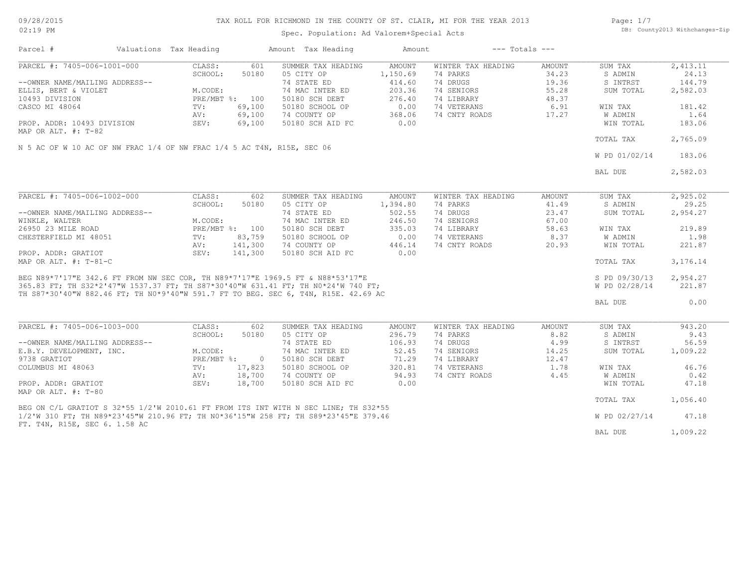# TAX ROLL FOR RICHMOND IN THE COUNTY OF ST. CLAIR, MI FOR THE YEAR 2013

09/28/2015
02:19 PM

Spec. Population: Ad Valorem+Special Acts

DB: County2013 Withchanges-Zip

| Parcel # | Valuations | Tax Heading | Amount | Tax Heading | Amount | --- Totals --- | |
|---|---|---|---|---|---|---|---|

## PARCEL #: 7405-006-1001-000

| | | | | | | | |
|---|---|---|---|---|---|---|---|
| CLASS: | 601 | SUMMER TAX HEADING | AMOUNT | WINTER TAX HEADING | AMOUNT | SUM TAX | 2,413.11 |
| SCHOOL: | 50180 | 05 CITY OP | 1,150.69 | 74 PARKS | 34.23 | S ADMIN | 24.13 |
| | | 74 STATE ED | 414.60 | 74 DRUGS | 19.36 | S INTRST | 144.79 |
| M.CODE: | | 74 MAC INTER ED | 203.36 | 74 SENIORS | 55.28 | SUM TOTAL | 2,582.03 |
| PRE/MBT %: | 100 | 50180 SCH DEBT | 276.40 | 74 LIBRARY | 48.37 | | |
| TV: | 69,100 | 50180 SCHOOL OP | 0.00 | 74 VETERANS | 6.91 | WIN TAX | 181.42 |
| AV: | 69,100 | 74 COUNTY OP | 368.06 | 74 CNTY ROADS | 17.27 | W ADMIN | 1.64 |
| SEV: | 69,100 | 50180 SCH AID FC | 0.00 | | | WIN TOTAL | 183.06 |
| | | | | | | TOTAL TAX | 2,765.09 |
| | | | | | | W PD 01/02/14 | 183.06 |
| | | | | | | BAL DUE | 2,582.03 |

--OWNER NAME/MAILING ADDRESS--
ELLIS, BERT & VIOLET
10493 DIVISION
CASCO MI 48064

PROP. ADDR: 10493 DIVISION
MAP OR ALT. #: T-82

N 5 AC OF W 10 AC OF NW FRAC 1/4 OF NW FRAC 1/4 5 AC T4N, R15E, SEC 06

## PARCEL #: 7405-006-1002-000

| | | | | | | | |
|---|---|---|---|---|---|---|---|
| CLASS: | 602 | SUMMER TAX HEADING | AMOUNT | WINTER TAX HEADING | AMOUNT | SUM TAX | 2,925.02 |
| SCHOOL: | 50180 | 05 CITY OP | 1,394.80 | 74 PARKS | 41.49 | S ADMIN | 29.25 |
| | | 74 STATE ED | 502.55 | 74 DRUGS | 23.47 | SUM TOTAL | 2,954.27 |
| M.CODE: | | 74 MAC INTER ED | 246.50 | 74 SENIORS | 67.00 | | |
| PRE/MBT %: | 100 | 50180 SCH DEBT | 335.03 | 74 LIBRARY | 58.63 | WIN TAX | 219.89 |
| TV: | 83,759 | 50180 SCHOOL OP | 0.00 | 74 VETERANS | 8.37 | W ADMIN | 1.98 |
| AV: | 141,300 | 74 COUNTY OP | 446.14 | 74 CNTY ROADS | 20.93 | WIN TOTAL | 221.87 |
| SEV: | 141,300 | 50180 SCH AID FC | 0.00 | | | | |
| | | | | | | TOTAL TAX | 3,176.14 |
| | | | | | | S PD 09/30/13 | 2,954.27 |
| | | | | | | W PD 02/28/14 | 221.87 |
| | | | | | | BAL DUE | 0.00 |

--OWNER NAME/MAILING ADDRESS--
WINKLE, WALTER
26950 23 MILE ROAD
CHESTERFIELD MI 48051

PROP. ADDR: GRATIOT
MAP OR ALT. #: T-81-C

BEG N89*7'17"E 342.6 FT FROM NW SEC COR, TH N89*7'17"E 1969.5 FT & N88*53'17"E 365.83 FT; TH S32*2'47"W 1537.37 FT; TH S87*30'40"W 631.41 FT; TH N0*24'W 740 FT; TH S87*30'40"W 882.46 FT; TH N0*9'40"W 591.7 FT TO BEG. SEC 6, T4N, R15E. 42.69 AC

## PARCEL #: 7405-006-1003-000

| | | | | | | | |
|---|---|---|---|---|---|---|---|
| CLASS: | 602 | SUMMER TAX HEADING | AMOUNT | WINTER TAX HEADING | AMOUNT | SUM TAX | 943.20 |
| SCHOOL: | 50180 | 05 CITY OP | 296.79 | 74 PARKS | 8.82 | S ADMIN | 9.43 |
| | | 74 STATE ED | 106.93 | 74 DRUGS | 4.99 | S INTRST | 56.59 |
| M.CODE: | | 74 MAC INTER ED | 52.45 | 74 SENIORS | 14.25 | SUM TOTAL | 1,009.22 |
| PRE/MBT %: | 0 | 50180 SCH DEBT | 71.29 | 74 LIBRARY | 12.47 | | |
| TV: | 17,823 | 50180 SCHOOL OP | 320.81 | 74 VETERANS | 1.78 | WIN TAX | 46.76 |
| AV: | 18,700 | 74 COUNTY OP | 94.93 | 74 CNTY ROADS | 4.45 | W ADMIN | 0.42 |
| SEV: | 18,700 | 50180 SCH AID FC | 0.00 | | | WIN TOTAL | 47.18 |
| | | | | | | TOTAL TAX | 1,056.40 |
| | | | | | | W PD 02/27/14 | 47.18 |
| | | | | | | BAL DUE | 1,009.22 |

--OWNER NAME/MAILING ADDRESS--
E.B.Y. DEVELOPMENT, INC.
9738 GRATIOT
COLUMBUS MI 48063

PROP. ADDR: GRATIOT
MAP OR ALT. #: T-80

BEG ON C/L GRATIOT S 32*55 1/2'W 2010.61 FT FROM ITS INT WITH N SEC LINE; TH S32*55 1/2'W 310 FT; TH N89*23'45"W 210.96 FT; TH N0*36'15"W 258 FT; TH S89*23'45"E 379.46 FT. T4N, R15E, SEC 6. 1.58 AC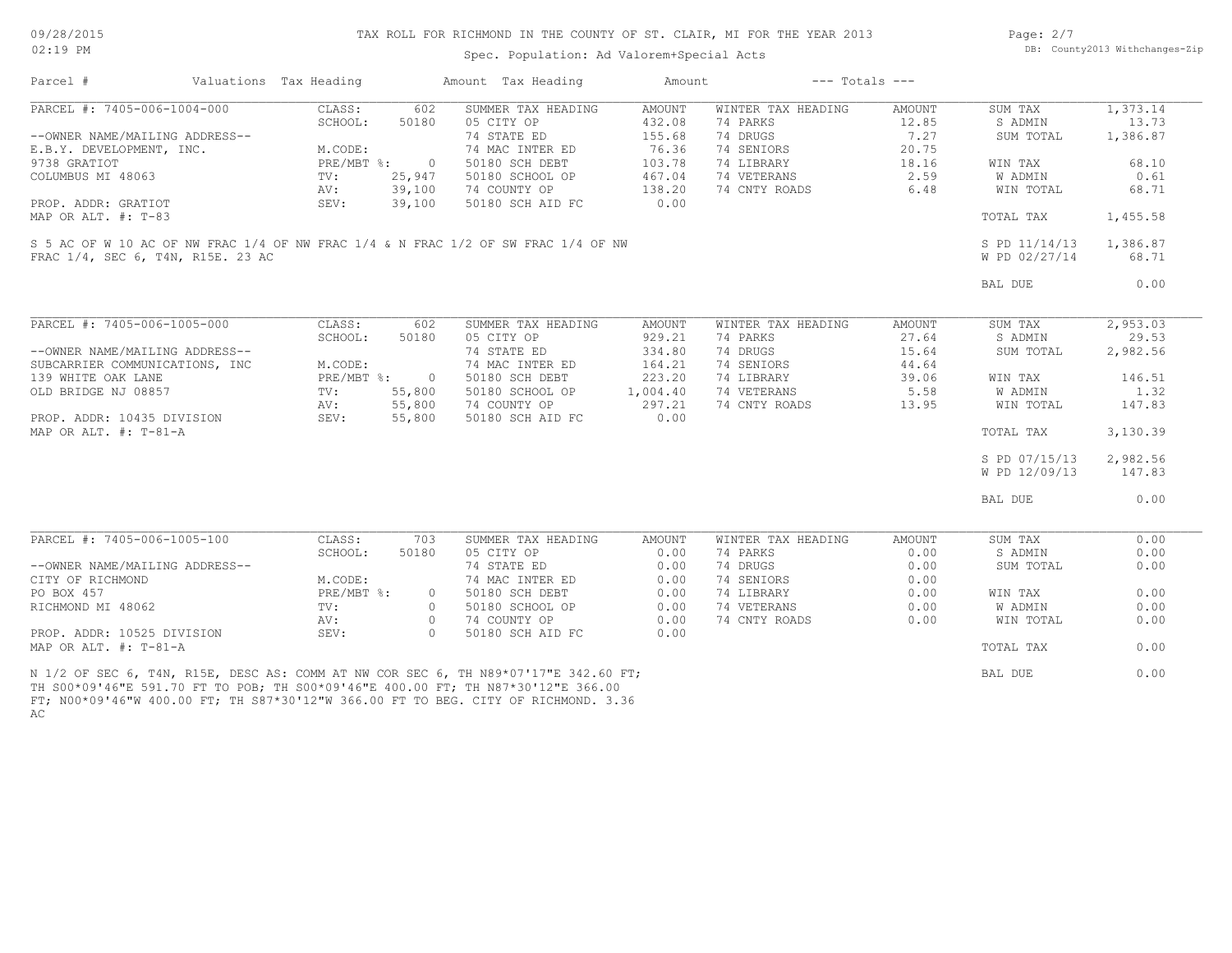# TAX ROLL FOR RICHMOND IN THE COUNTY OF ST. CLAIR, MI FOR THE YEAR 2013

Spec. Population: Ad Valorem+Special Acts

| Parcel # | Valuations | Tax Heading | Amount | Tax Heading | Amount | --- Totals --- | |
|---|---|---|---|---|---|---|---|
| PARCEL #: 7405-006-1004-000 | CLASS: 602 | SUMMER TAX HEADING | AMOUNT | WINTER TAX HEADING | AMOUNT | SUM TAX | 1,373.14 |
| | SCHOOL: 50180 | 05 CITY OP | 432.08 | 74 PARKS | 12.85 | S ADMIN | 13.73 |
| --OWNER NAME/MAILING ADDRESS-- | | 74 STATE ED | 155.68 | 74 DRUGS | 7.27 | SUM TOTAL | 1,386.87 |
| E.B.Y. DEVELOPMENT, INC. | M.CODE: | 74 MAC INTER ED | 76.36 | 74 SENIORS | 20.75 | | |
| 9738 GRATIOT | PRE/MBT %: 0 | 50180 SCH DEBT | 103.78 | 74 LIBRARY | 18.16 | WIN TAX | 68.10 |
| COLUMBUS MI 48063 | TV: 25,947 | 50180 SCHOOL OP | 467.04 | 74 VETERANS | 2.59 | W ADMIN | 0.61 |
| | AV: 39,100 | 74 COUNTY OP | 138.20 | 74 CNTY ROADS | 6.48 | WIN TOTAL | 68.71 |
| PROP. ADDR: GRATIOT | SEV: 39,100 | 50180 SCH AID FC | 0.00 | | | | |
| MAP OR ALT. #: T-83 | | | | | | TOTAL TAX | 1,455.58 |
| | | | | | | S PD 11/14/13 | 1,386.87 |
| | | | | | | W PD 02/27/14 | 68.71 |
| | | | | | | BAL DUE | 0.00 |

S 5 AC OF W 10 AC OF NW FRAC 1/4 OF NW FRAC 1/4 & N FRAC 1/2 OF SW FRAC 1/4 OF NW FRAC 1/4, SEC 6, T4N, R15E. 23 AC

| Parcel # | Valuations | Tax Heading | Amount | Tax Heading | Amount | --- Totals --- | |
|---|---|---|---|---|---|---|---|
| PARCEL #: 7405-006-1005-000 | CLASS: 602 | SUMMER TAX HEADING | AMOUNT | WINTER TAX HEADING | AMOUNT | SUM TAX | 2,953.03 |
| | SCHOOL: 50180 | 05 CITY OP | 929.21 | 74 PARKS | 27.64 | S ADMIN | 29.53 |
| --OWNER NAME/MAILING ADDRESS-- | | 74 STATE ED | 334.80 | 74 DRUGS | 15.64 | SUM TOTAL | 2,982.56 |
| SUBCARRIER COMMUNICATIONS, INC | M.CODE: | 74 MAC INTER ED | 164.21 | 74 SENIORS | 44.64 | | |
| 139 WHITE OAK LANE | PRE/MBT %: 0 | 50180 SCH DEBT | 223.20 | 74 LIBRARY | 39.06 | WIN TAX | 146.51 |
| OLD BRIDGE NJ 08857 | TV: 55,800 | 50180 SCHOOL OP | 1,004.40 | 74 VETERANS | 5.58 | W ADMIN | 1.32 |
| | AV: 55,800 | 74 COUNTY OP | 297.21 | 74 CNTY ROADS | 13.95 | WIN TOTAL | 147.83 |
| PROP. ADDR: 10435 DIVISION | SEV: 55,800 | 50180 SCH AID FC | 0.00 | | | | |
| MAP OR ALT. #: T-81-A | | | | | | TOTAL TAX | 3,130.39 |
| | | | | | | S PD 07/15/13 | 2,982.56 |
| | | | | | | W PD 12/09/13 | 147.83 |
| | | | | | | BAL DUE | 0.00 |

| Parcel # | Valuations | Tax Heading | Amount | Tax Heading | Amount | --- Totals --- | |
|---|---|---|---|---|---|---|---|
| PARCEL #: 7405-006-1005-100 | CLASS: 703 | SUMMER TAX HEADING | AMOUNT | WINTER TAX HEADING | AMOUNT | SUM TAX | 0.00 |
| | SCHOOL: 50180 | 05 CITY OP | 0.00 | 74 PARKS | 0.00 | S ADMIN | 0.00 |
| --OWNER NAME/MAILING ADDRESS-- | | 74 STATE ED | 0.00 | 74 DRUGS | 0.00 | SUM TOTAL | 0.00 |
| CITY OF RICHMOND | M.CODE: | 74 MAC INTER ED | 0.00 | 74 SENIORS | 0.00 | | |
| PO BOX 457 | PRE/MBT %: 0 | 50180 SCH DEBT | 0.00 | 74 LIBRARY | 0.00 | WIN TAX | 0.00 |
| RICHMOND MI 48062 | TV: 0 | 50180 SCHOOL OP | 0.00 | 74 VETERANS | 0.00 | W ADMIN | 0.00 |
| | AV: 0 | 74 COUNTY OP | 0.00 | 74 CNTY ROADS | 0.00 | WIN TOTAL | 0.00 |
| PROP. ADDR: 10525 DIVISION | SEV: 0 | 50180 SCH AID FC | 0.00 | | | | |
| MAP OR ALT. #: T-81-A | | | | | | TOTAL TAX | 0.00 |
| | | | | | | BAL DUE | 0.00 |

N 1/2 OF SEC 6, T4N, R15E, DESC AS: COMM AT NW COR SEC 6, TH N89*07'17"E 342.60 FT; TH S00*09'46"E 591.70 FT TO POB; TH S00*09'46"E 400.00 FT; TH N87*30'12"E 366.00 FT; N00*09'46"W 400.00 FT; TH S87*30'12"W 366.00 FT TO BEG. CITY OF RICHMOND. 3.36 AC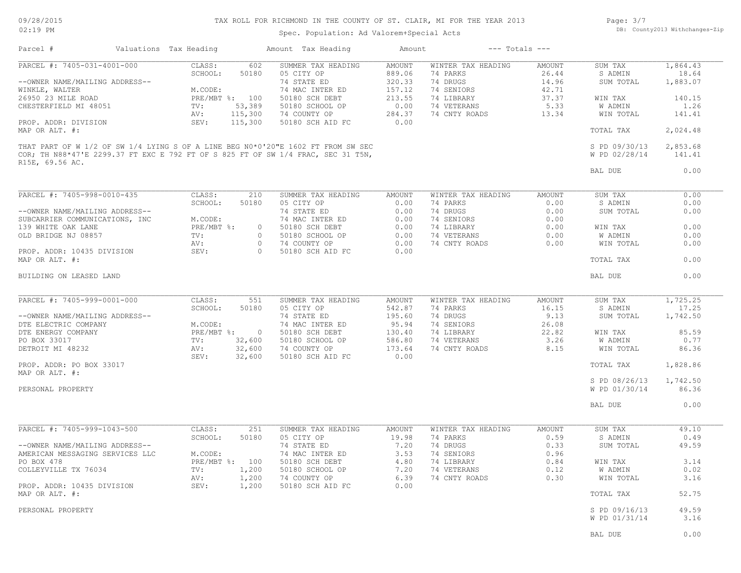# TAX ROLL FOR RICHMOND IN THE COUNTY OF ST. CLAIR, MI FOR THE YEAR 2013

Spec. Population: Ad Valorem+Special Acts

| Parcel # | Valuations | Tax Heading | Amount | Tax Heading | Amount | --- Totals --- | |
|---|---|---|---|---|---|---|---|

## PARCEL #: 7405-031-4001-000

| Owner / Property | Valuations | Summer Tax Heading | Amount | Winter Tax Heading | Amount | Totals | |
|---|---|---|---|---|---|---|---|
| --OWNER NAME/MAILING ADDRESS-- | CLASS: 602 | 05 CITY OP | 889.06 | 74 PARKS | 26.44 | SUM TAX | 1,864.43 |
| WINKLE, WALTER | SCHOOL: 50180 | 74 STATE ED | 320.33 | 74 DRUGS | 14.96 | S ADMIN | 18.64 |
| 26950 23 MILE ROAD | M.CODE: | 74 MAC INTER ED | 157.12 | 74 SENIORS | 42.71 | SUM TOTAL | 1,883.07 |
| CHESTERFIELD MI 48051 | PRE/MBT %: 100 | 50180 SCH DEBT | 213.55 | 74 LIBRARY | 37.37 | WIN TAX | 140.15 |
| PROP. ADDR: DIVISION | TV: 53,389 | 50180 SCHOOL OP | 0.00 | 74 VETERANS | 5.33 | W ADMIN | 1.26 |
| MAP OR ALT. #: | AV: 115,300 | 74 COUNTY OP | 284.37 | 74 CNTY ROADS | 13.34 | WIN TOTAL | 141.41 |
| | SEV: 115,300 | 50180 SCH AID FC | 0.00 | | | TOTAL TAX | 2,024.48 |
| | | | | | | S PD 09/30/13 | 2,853.68 |
| | | | | | | W PD 02/28/14 | 141.41 |
| | | | | | | BAL DUE | 0.00 |

THAT PART OF W 1/2 OF SW 1/4 LYING S OF A LINE BEG N0*0'20"E 1602 FT FROM SW SEC COR; TH N88*47'E 2299.37 FT EXC E 792 FT OF S 825 FT OF SW 1/4 FRAC, SEC 31 T5N, R15E, 69.56 AC.

## PARCEL #: 7405-998-0010-435

| Owner / Property | Valuations | Summer Tax Heading | Amount | Winter Tax Heading | Amount | Totals | |
|---|---|---|---|---|---|---|---|
| --OWNER NAME/MAILING ADDRESS-- | CLASS: 210 | 05 CITY OP | 0.00 | 74 PARKS | 0.00 | SUM TAX | 0.00 |
| SUBCARRIER COMMUNICATIONS, INC | SCHOOL: 50180 | 74 STATE ED | 0.00 | 74 DRUGS | 0.00 | S ADMIN | 0.00 |
| 139 WHITE OAK LANE | M.CODE: | 74 MAC INTER ED | 0.00 | 74 SENIORS | 0.00 | SUM TOTAL | 0.00 |
| OLD BRIDGE NJ 08857 | PRE/MBT %: 0 | 50180 SCH DEBT | 0.00 | 74 LIBRARY | 0.00 | WIN TAX | 0.00 |
| PROP. ADDR: 10435 DIVISION | TV: 0 | 50180 SCHOOL OP | 0.00 | 74 VETERANS | 0.00 | W ADMIN | 0.00 |
| MAP OR ALT. #: | AV: 0 | 74 COUNTY OP | 0.00 | 74 CNTY ROADS | 0.00 | WIN TOTAL | 0.00 |
| | SEV: 0 | 50180 SCH AID FC | 0.00 | | | TOTAL TAX | 0.00 |
| | | | | | | BAL DUE | 0.00 |

BUILDING ON LEASED LAND

## PARCEL #: 7405-999-0001-000

| Owner / Property | Valuations | Summer Tax Heading | Amount | Winter Tax Heading | Amount | Totals | |
|---|---|---|---|---|---|---|---|
| --OWNER NAME/MAILING ADDRESS-- | CLASS: 551 | 05 CITY OP | 542.87 | 74 PARKS | 16.15 | SUM TAX | 1,725.25 |
| DTE ELECTRIC COMPANY | SCHOOL: 50180 | 74 STATE ED | 195.60 | 74 DRUGS | 9.13 | S ADMIN | 17.25 |
| DTE ENERGY COMPANY | M.CODE: | 74 MAC INTER ED | 95.94 | 74 SENIORS | 26.08 | SUM TOTAL | 1,742.50 |
| PO BOX 33017 | PRE/MBT %: 0 | 50180 SCH DEBT | 130.40 | 74 LIBRARY | 22.82 | WIN TAX | 85.59 |
| DETROIT MI 48232 | TV: 32,600 | 50180 SCHOOL OP | 586.80 | 74 VETERANS | 3.26 | W ADMIN | 0.77 |
| PROP. ADDR: PO BOX 33017 | AV: 32,600 | 74 COUNTY OP | 173.64 | 74 CNTY ROADS | 8.15 | WIN TOTAL | 86.36 |
| MAP OR ALT. #: | SEV: 32,600 | 50180 SCH AID FC | 0.00 | | | TOTAL TAX | 1,828.86 |
| | | | | | | S PD 08/26/13 | 1,742.50 |
| | | | | | | W PD 01/30/14 | 86.36 |
| | | | | | | BAL DUE | 0.00 |

PERSONAL PROPERTY

## PARCEL #: 7405-999-1043-500

| Owner / Property | Valuations | Summer Tax Heading | Amount | Winter Tax Heading | Amount | Totals | |
|---|---|---|---|---|---|---|---|
| --OWNER NAME/MAILING ADDRESS-- | CLASS: 251 | 05 CITY OP | 19.98 | 74 PARKS | 0.59 | SUM TAX | 49.10 |
| AMERICAN MESSAGING SERVICES LLC | SCHOOL: 50180 | 74 STATE ED | 7.20 | 74 DRUGS | 0.33 | S ADMIN | 0.49 |
| PO BOX 478 | M.CODE: | 74 MAC INTER ED | 3.53 | 74 SENIORS | 0.96 | SUM TOTAL | 49.59 |
| COLLEYVILLE TX 76034 | PRE/MBT %: 100 | 50180 SCH DEBT | 4.80 | 74 LIBRARY | 0.84 | WIN TAX | 3.14 |
| PROP. ADDR: 10435 DIVISION | TV: 1,200 | 50180 SCHOOL OP | 7.20 | 74 VETERANS | 0.12 | W ADMIN | 0.02 |
| MAP OR ALT. #: | AV: 1,200 | 74 COUNTY OP | 6.39 | 74 CNTY ROADS | 0.30 | WIN TOTAL | 3.16 |
| | SEV: 1,200 | 50180 SCH AID FC | 0.00 | | | TOTAL TAX | 52.75 |
| | | | | | | S PD 09/16/13 | 49.59 |
| | | | | | | W PD 01/31/14 | 3.16 |
| | | | | | | BAL DUE | 0.00 |

PERSONAL PROPERTY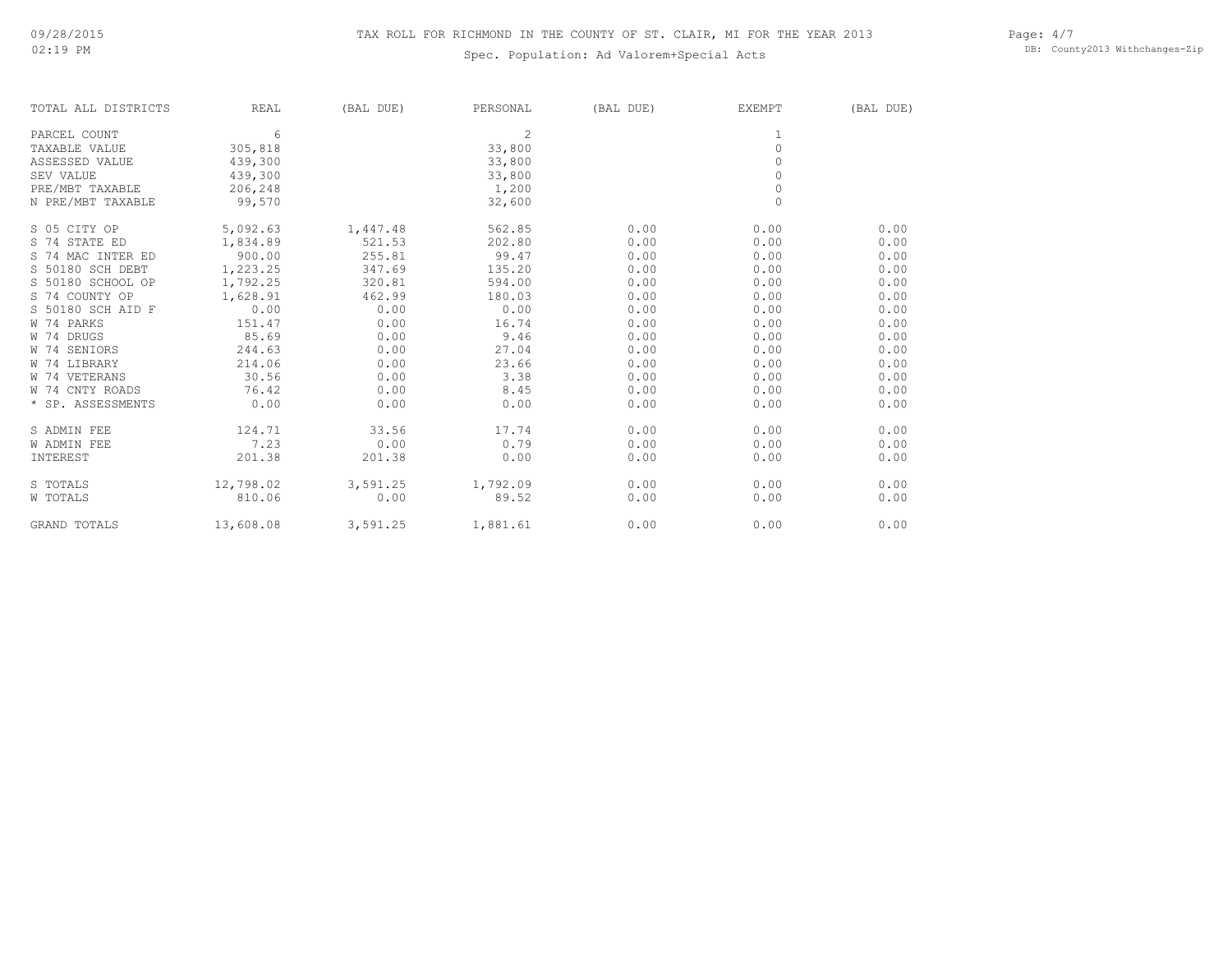TAX ROLL FOR RICHMOND IN THE COUNTY OF ST. CLAIR, MI FOR THE YEAR 2013

Spec. Population: Ad Valorem+Special Acts

| TOTAL ALL DISTRICTS | REAL | (BAL DUE) | PERSONAL | (BAL DUE) | EXEMPT | (BAL DUE) |
|---|---|---|---|---|---|---|
| PARCEL COUNT | 6 | | 2 | | 1 | |
| TAXABLE VALUE | 305,818 | | 33,800 | | 0 | |
| ASSESSED VALUE | 439,300 | | 33,800 | | 0 | |
| SEV VALUE | 439,300 | | 33,800 | | 0 | |
| PRE/MBT TAXABLE | 206,248 | | 1,200 | | 0 | |
| N PRE/MBT TAXABLE | 99,570 | | 32,600 | | 0 | |
| S 05 CITY OP | 5,092.63 | 1,447.48 | 562.85 | 0.00 | 0.00 | 0.00 |
| S 74 STATE ED | 1,834.89 | 521.53 | 202.80 | 0.00 | 0.00 | 0.00 |
| S 74 MAC INTER ED | 900.00 | 255.81 | 99.47 | 0.00 | 0.00 | 0.00 |
| S 50180 SCH DEBT | 1,223.25 | 347.69 | 135.20 | 0.00 | 0.00 | 0.00 |
| S 50180 SCHOOL OP | 1,792.25 | 320.81 | 594.00 | 0.00 | 0.00 | 0.00 |
| S 74 COUNTY OP | 1,628.91 | 462.99 | 180.03 | 0.00 | 0.00 | 0.00 |
| S 50180 SCH AID F | 0.00 | 0.00 | 0.00 | 0.00 | 0.00 | 0.00 |
| W 74 PARKS | 151.47 | 0.00 | 16.74 | 0.00 | 0.00 | 0.00 |
| W 74 DRUGS | 85.69 | 0.00 | 9.46 | 0.00 | 0.00 | 0.00 |
| W 74 SENIORS | 244.63 | 0.00 | 27.04 | 0.00 | 0.00 | 0.00 |
| W 74 LIBRARY | 214.06 | 0.00 | 23.66 | 0.00 | 0.00 | 0.00 |
| W 74 VETERANS | 30.56 | 0.00 | 3.38 | 0.00 | 0.00 | 0.00 |
| W 74 CNTY ROADS | 76.42 | 0.00 | 8.45 | 0.00 | 0.00 | 0.00 |
| * SP. ASSESSMENTS | 0.00 | 0.00 | 0.00 | 0.00 | 0.00 | 0.00 |
| S ADMIN FEE | 124.71 | 33.56 | 17.74 | 0.00 | 0.00 | 0.00 |
| W ADMIN FEE | 7.23 | 0.00 | 0.79 | 0.00 | 0.00 | 0.00 |
| INTEREST | 201.38 | 201.38 | 0.00 | 0.00 | 0.00 | 0.00 |
| S TOTALS | 12,798.02 | 3,591.25 | 1,792.09 | 0.00 | 0.00 | 0.00 |
| W TOTALS | 810.06 | 0.00 | 89.52 | 0.00 | 0.00 | 0.00 |
| GRAND TOTALS | 13,608.08 | 3,591.25 | 1,881.61 | 0.00 | 0.00 | 0.00 |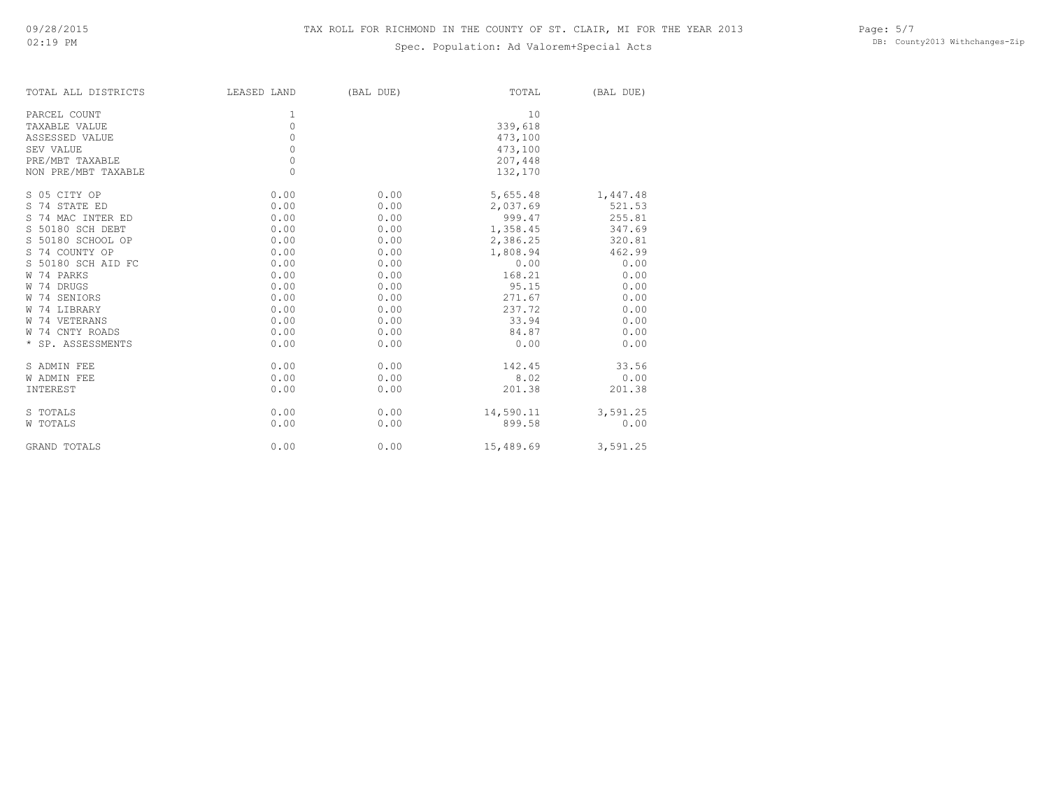# TAX ROLL FOR RICHMOND IN THE COUNTY OF ST. CLAIR, MI FOR THE YEAR 2013

Spec. Population: Ad Valorem+Special Acts

| TOTAL ALL DISTRICTS | LEASED LAND | (BAL DUE) | TOTAL | (BAL DUE) |
|---|---|---|---|---|
| PARCEL COUNT | 1 | | 10 | |
| TAXABLE VALUE | 0 | | 339,618 | |
| ASSESSED VALUE | 0 | | 473,100 | |
| SEV VALUE | 0 | | 473,100 | |
| PRE/MBT TAXABLE | 0 | | 207,448 | |
| NON PRE/MBT TAXABLE | 0 | | 132,170 | |
| S 05 CITY OP | 0.00 | 0.00 | 5,655.48 | 1,447.48 |
| S 74 STATE ED | 0.00 | 0.00 | 2,037.69 | 521.53 |
| S 74 MAC INTER ED | 0.00 | 0.00 | 999.47 | 255.81 |
| S 50180 SCH DEBT | 0.00 | 0.00 | 1,358.45 | 347.69 |
| S 50180 SCHOOL OP | 0.00 | 0.00 | 2,386.25 | 320.81 |
| S 74 COUNTY OP | 0.00 | 0.00 | 1,808.94 | 462.99 |
| S 50180 SCH AID FC | 0.00 | 0.00 | 0.00 | 0.00 |
| W 74 PARKS | 0.00 | 0.00 | 168.21 | 0.00 |
| W 74 DRUGS | 0.00 | 0.00 | 95.15 | 0.00 |
| W 74 SENIORS | 0.00 | 0.00 | 271.67 | 0.00 |
| W 74 LIBRARY | 0.00 | 0.00 | 237.72 | 0.00 |
| W 74 VETERANS | 0.00 | 0.00 | 33.94 | 0.00 |
| W 74 CNTY ROADS | 0.00 | 0.00 | 84.87 | 0.00 |
| * SP. ASSESSMENTS | 0.00 | 0.00 | 0.00 | 0.00 |
| S ADMIN FEE | 0.00 | 0.00 | 142.45 | 33.56 |
| W ADMIN FEE | 0.00 | 0.00 | 8.02 | 0.00 |
| INTEREST | 0.00 | 0.00 | 201.38 | 201.38 |
| S TOTALS | 0.00 | 0.00 | 14,590.11 | 3,591.25 |
| W TOTALS | 0.00 | 0.00 | 899.58 | 0.00 |
| GRAND TOTALS | 0.00 | 0.00 | 15,489.69 | 3,591.25 |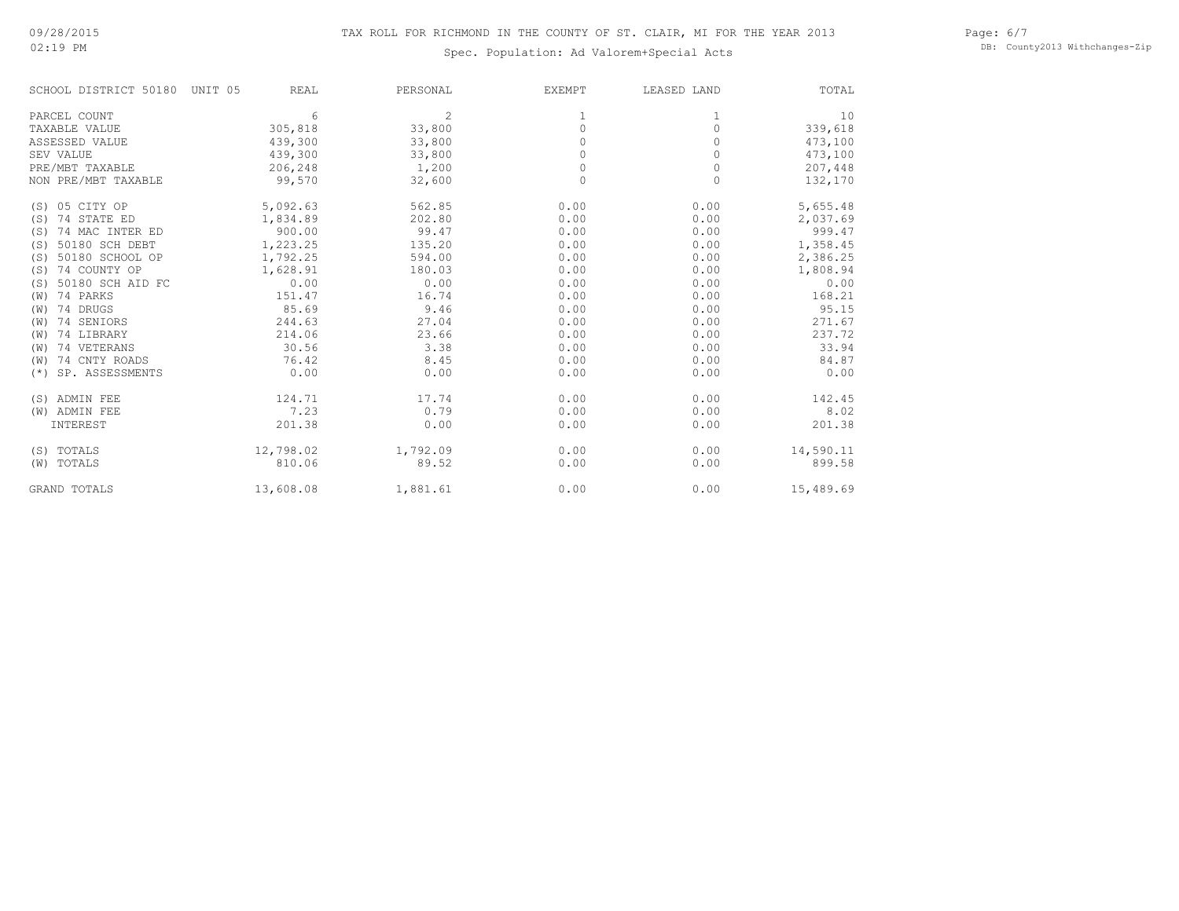# TAX ROLL FOR RICHMOND IN THE COUNTY OF ST. CLAIR, MI FOR THE YEAR 2013

## Spec. Population: Ad Valorem+Special Acts

| SCHOOL DISTRICT 50180 UNIT 05 | REAL | PERSONAL | EXEMPT | LEASED LAND | TOTAL |
|---|---|---|---|---|---|
| PARCEL COUNT | 6 | 2 | 1 | 1 | 10 |
| TAXABLE VALUE | 305,818 | 33,800 | 0 | 0 | 339,618 |
| ASSESSED VALUE | 439,300 | 33,800 | 0 | 0 | 473,100 |
| SEV VALUE | 439,300 | 33,800 | 0 | 0 | 473,100 |
| PRE/MBT TAXABLE | 206,248 | 1,200 | 0 | 0 | 207,448 |
| NON PRE/MBT TAXABLE | 99,570 | 32,600 | 0 | 0 | 132,170 |
| (S) 05 CITY OP | 5,092.63 | 562.85 | 0.00 | 0.00 | 5,655.48 |
| (S) 74 STATE ED | 1,834.89 | 202.80 | 0.00 | 0.00 | 2,037.69 |
| (S) 74 MAC INTER ED | 900.00 | 99.47 | 0.00 | 0.00 | 999.47 |
| (S) 50180 SCH DEBT | 1,223.25 | 135.20 | 0.00 | 0.00 | 1,358.45 |
| (S) 50180 SCHOOL OP | 1,792.25 | 594.00 | 0.00 | 0.00 | 2,386.25 |
| (S) 74 COUNTY OP | 1,628.91 | 180.03 | 0.00 | 0.00 | 1,808.94 |
| (S) 50180 SCH AID FC | 0.00 | 0.00 | 0.00 | 0.00 | 0.00 |
| (W) 74 PARKS | 151.47 | 16.74 | 0.00 | 0.00 | 168.21 |
| (W) 74 DRUGS | 85.69 | 9.46 | 0.00 | 0.00 | 95.15 |
| (W) 74 SENIORS | 244.63 | 27.04 | 0.00 | 0.00 | 271.67 |
| (W) 74 LIBRARY | 214.06 | 23.66 | 0.00 | 0.00 | 237.72 |
| (W) 74 VETERANS | 30.56 | 3.38 | 0.00 | 0.00 | 33.94 |
| (W) 74 CNTY ROADS | 76.42 | 8.45 | 0.00 | 0.00 | 84.87 |
| (*) SP. ASSESSMENTS | 0.00 | 0.00 | 0.00 | 0.00 | 0.00 |
| (S) ADMIN FEE | 124.71 | 17.74 | 0.00 | 0.00 | 142.45 |
| (W) ADMIN FEE | 7.23 | 0.79 | 0.00 | 0.00 | 8.02 |
| INTEREST | 201.38 | 0.00 | 0.00 | 0.00 | 201.38 |
| (S) TOTALS | 12,798.02 | 1,792.09 | 0.00 | 0.00 | 14,590.11 |
| (W) TOTALS | 810.06 | 89.52 | 0.00 | 0.00 | 899.58 |
| GRAND TOTALS | 13,608.08 | 1,881.61 | 0.00 | 0.00 | 15,489.69 |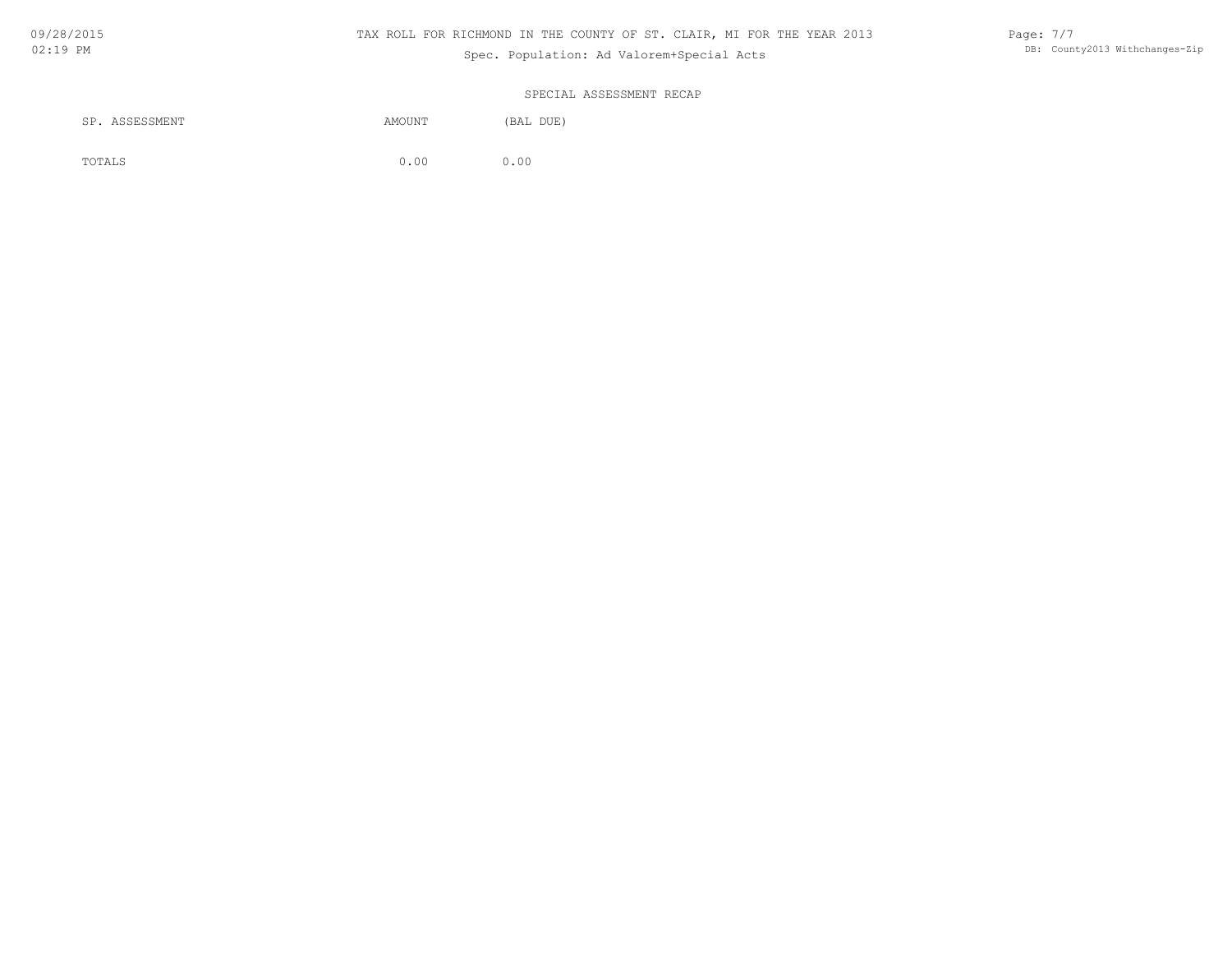## SPECIAL ASSESSMENT RECAP

| SP. ASSESSMENT | AMOUNT | (BAL DUE) |
|---|---|---|
| TOTALS | 0.00 | 0.00 |